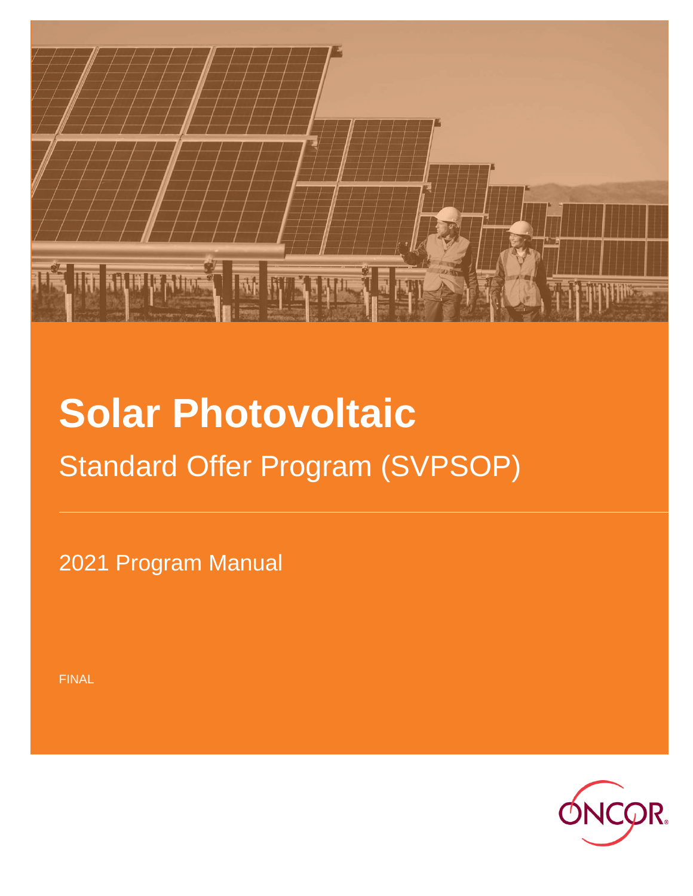# Solar Photovoltaic

## Standard Offer Program (SVPSOP)

2021 Program Manual

FINAL

ONCOR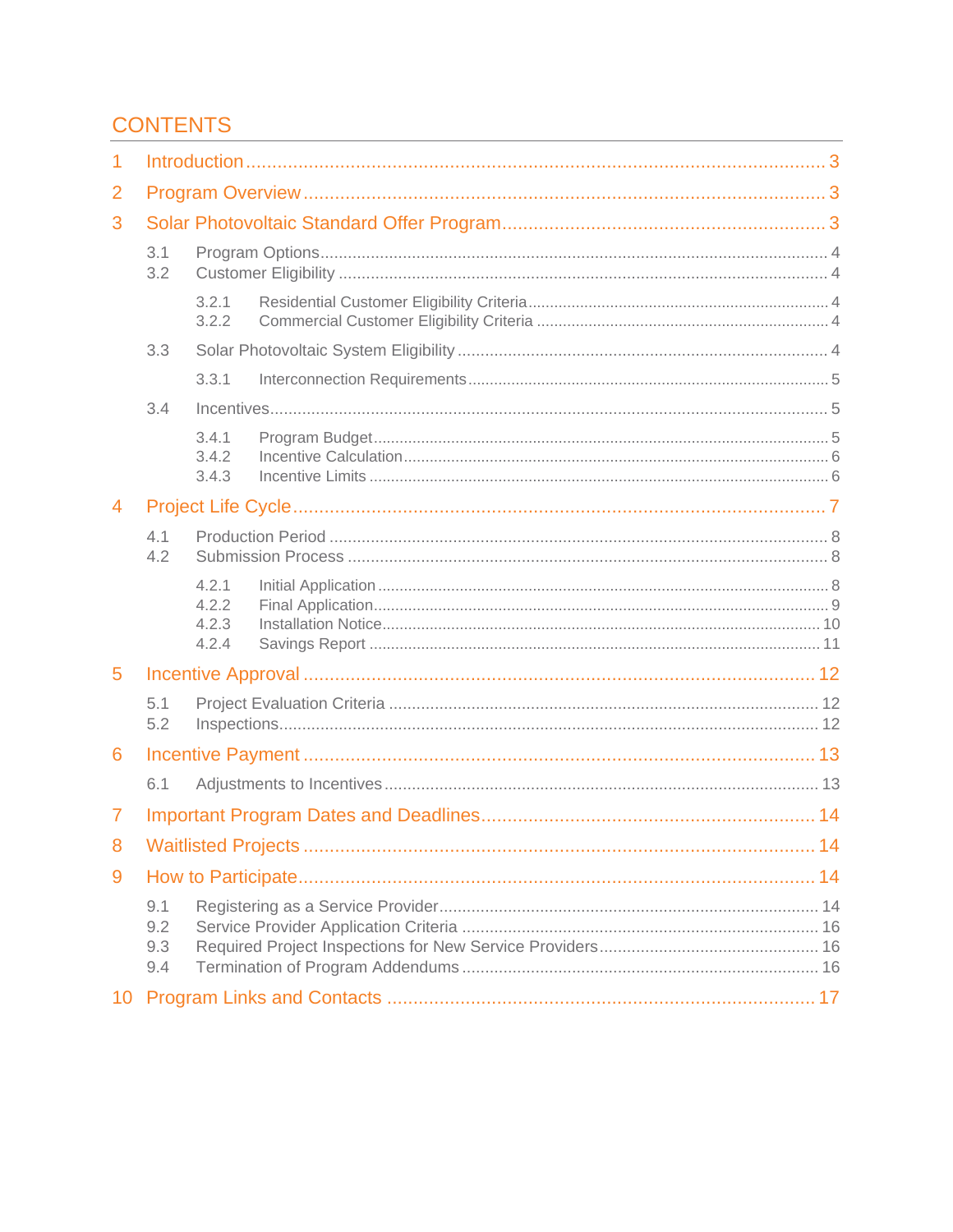# CONTENTS

1 Introduction .......... 3

2 Program Overview .......... 3

3 Solar Photovoltaic Standard Offer Program .......... 3

- 3.1 Program Options .......... 4
- 3.2 Customer Eligibility .......... 4
  - 3.2.1 Residential Customer Eligibility Criteria .......... 4
  - 3.2.2 Commercial Customer Eligibility Criteria .......... 4
- 3.3 Solar Photovoltaic System Eligibility .......... 4
  - 3.3.1 Interconnection Requirements .......... 5
- 3.4 Incentives .......... 5
  - 3.4.1 Program Budget .......... 5
  - 3.4.2 Incentive Calculation .......... 6
  - 3.4.3 Incentive Limits .......... 6

4 Project Life Cycle .......... 7

- 4.1 Production Period .......... 8
- 4.2 Submission Process .......... 8
  - 4.2.1 Initial Application .......... 8
  - 4.2.2 Final Application .......... 9
  - 4.2.3 Installation Notice .......... 10
  - 4.2.4 Savings Report .......... 11

5 Incentive Approval .......... 12

- 5.1 Project Evaluation Criteria .......... 12
- 5.2 Inspections .......... 12

6 Incentive Payment .......... 13

- 6.1 Adjustments to Incentives .......... 13

7 Important Program Dates and Deadlines .......... 14

8 Waitlisted Projects .......... 14

9 How to Participate .......... 14

- 9.1 Registering as a Service Provider .......... 14
- 9.2 Service Provider Application Criteria .......... 16
- 9.3 Required Project Inspections for New Service Providers .......... 16
- 9.4 Termination of Program Addendums .......... 16

10 Program Links and Contacts .......... 17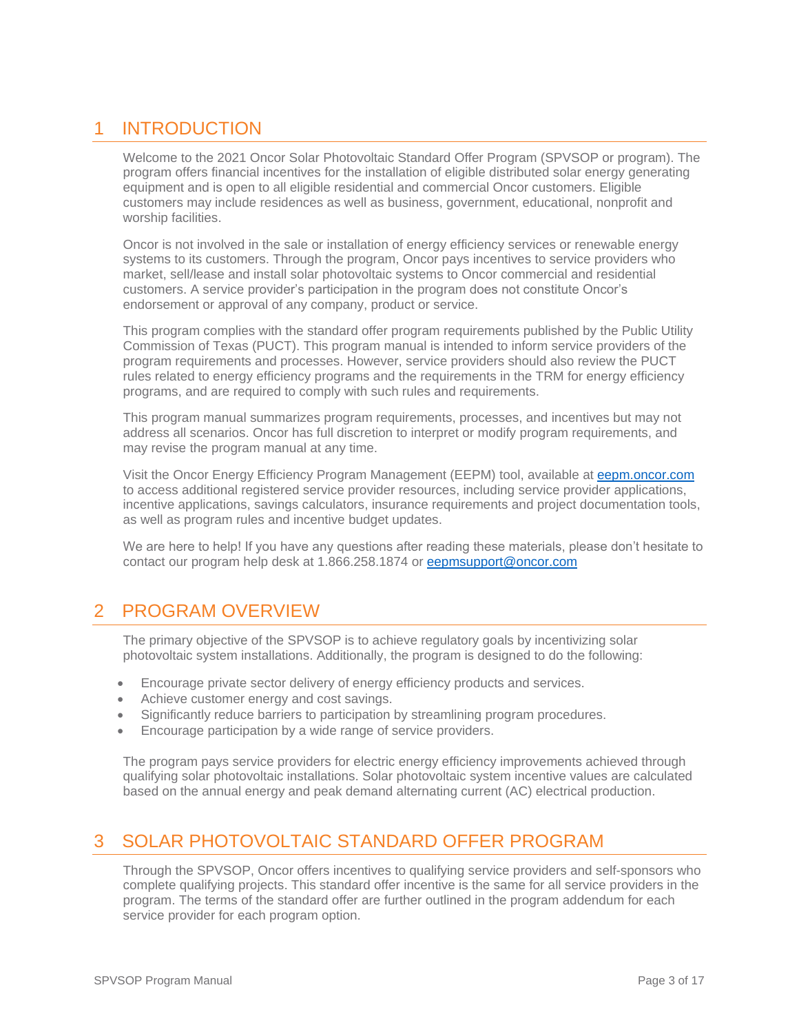# 1 INTRODUCTION

Welcome to the 2021 Oncor Solar Photovoltaic Standard Offer Program (SPVSOP or program). The program offers financial incentives for the installation of eligible distributed solar energy generating equipment and is open to all eligible residential and commercial Oncor customers. Eligible customers may include residences as well as business, government, educational, nonprofit and worship facilities.

Oncor is not involved in the sale or installation of energy efficiency services or renewable energy systems to its customers. Through the program, Oncor pays incentives to service providers who market, sell/lease and install solar photovoltaic systems to Oncor commercial and residential customers. A service provider's participation in the program does not constitute Oncor's endorsement or approval of any company, product or service.

This program complies with the standard offer program requirements published by the Public Utility Commission of Texas (PUCT). This program manual is intended to inform service providers of the program requirements and processes. However, service providers should also review the PUCT rules related to energy efficiency programs and the requirements in the TRM for energy efficiency programs, and are required to comply with such rules and requirements.

This program manual summarizes program requirements, processes, and incentives but may not address all scenarios. Oncor has full discretion to interpret or modify program requirements, and may revise the program manual at any time.

Visit the Oncor Energy Efficiency Program Management (EEPM) tool, available at [eepm.oncor.com](http://eepm.oncor.com) to access additional registered service provider resources, including service provider applications, incentive applications, savings calculators, insurance requirements and project documentation tools, as well as program rules and incentive budget updates.

We are here to help! If you have any questions after reading these materials, please don't hesitate to contact our program help desk at 1.866.258.1874 or [eepmsupport@oncor.com](mailto:eepmsupport@oncor.com)

# 2 PROGRAM OVERVIEW

The primary objective of the SPVSOP is to achieve regulatory goals by incentivizing solar photovoltaic system installations. Additionally, the program is designed to do the following:

- Encourage private sector delivery of energy efficiency products and services.
- Achieve customer energy and cost savings.
- Significantly reduce barriers to participation by streamlining program procedures.
- Encourage participation by a wide range of service providers.

The program pays service providers for electric energy efficiency improvements achieved through qualifying solar photovoltaic installations. Solar photovoltaic system incentive values are calculated based on the annual energy and peak demand alternating current (AC) electrical production.

# 3 SOLAR PHOTOVOLTAIC STANDARD OFFER PROGRAM

Through the SPVSOP, Oncor offers incentives to qualifying service providers and self-sponsors who complete qualifying projects. This standard offer incentive is the same for all service providers in the program. The terms of the standard offer are further outlined in the program addendum for each service provider for each program option.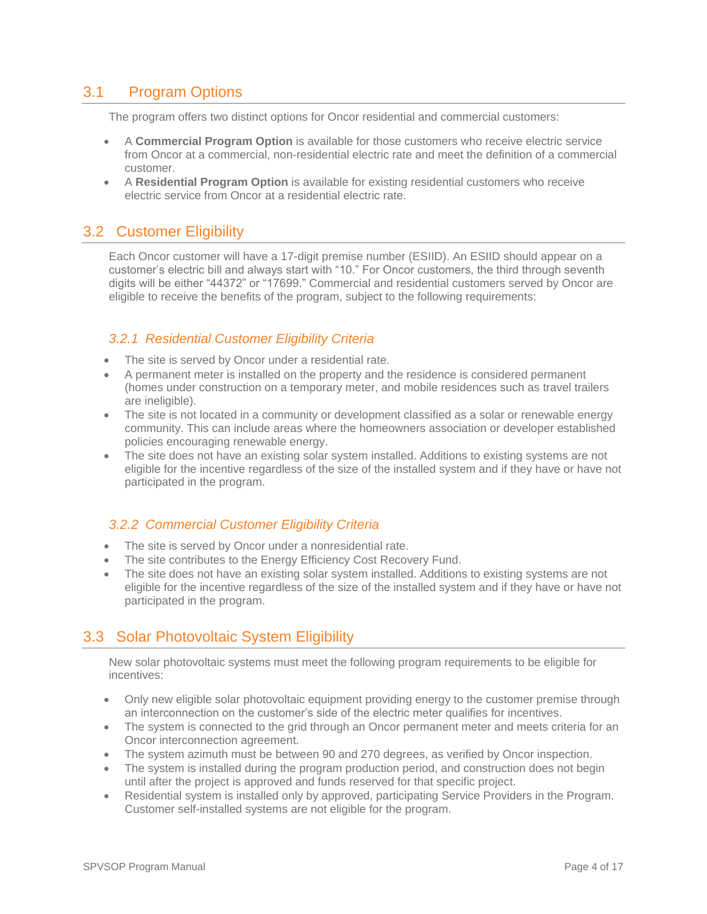## 3.1 Program Options

The program offers two distinct options for Oncor residential and commercial customers:

- A **Commercial Program Option** is available for those customers who receive electric service from Oncor at a commercial, non-residential electric rate and meet the definition of a commercial customer.
- A **Residential Program Option** is available for existing residential customers who receive electric service from Oncor at a residential electric rate.

## 3.2 Customer Eligibility

Each Oncor customer will have a 17-digit premise number (ESIID). An ESIID should appear on a customer's electric bill and always start with "10." For Oncor customers, the third through seventh digits will be either "44372" or "17699." Commercial and residential customers served by Oncor are eligible to receive the benefits of the program, subject to the following requirements:

### *3.2.1 Residential Customer Eligibility Criteria*

- The site is served by Oncor under a residential rate.
- A permanent meter is installed on the property and the residence is considered permanent (homes under construction on a temporary meter, and mobile residences such as travel trailers are ineligible).
- The site is not located in a community or development classified as a solar or renewable energy community. This can include areas where the homeowners association or developer established policies encouraging renewable energy.
- The site does not have an existing solar system installed. Additions to existing systems are not eligible for the incentive regardless of the size of the installed system and if they have or have not participated in the program.

### *3.2.2 Commercial Customer Eligibility Criteria*

- The site is served by Oncor under a nonresidential rate.
- The site contributes to the Energy Efficiency Cost Recovery Fund.
- The site does not have an existing solar system installed. Additions to existing systems are not eligible for the incentive regardless of the size of the installed system and if they have or have not participated in the program.

## 3.3 Solar Photovoltaic System Eligibility

New solar photovoltaic systems must meet the following program requirements to be eligible for incentives:

- Only new eligible solar photovoltaic equipment providing energy to the customer premise through an interconnection on the customer's side of the electric meter qualifies for incentives.
- The system is connected to the grid through an Oncor permanent meter and meets criteria for an Oncor interconnection agreement.
- The system azimuth must be between 90 and 270 degrees, as verified by Oncor inspection.
- The system is installed during the program production period, and construction does not begin until after the project is approved and funds reserved for that specific project.
- Residential system is installed only by approved, participating Service Providers in the Program. Customer self-installed systems are not eligible for the program.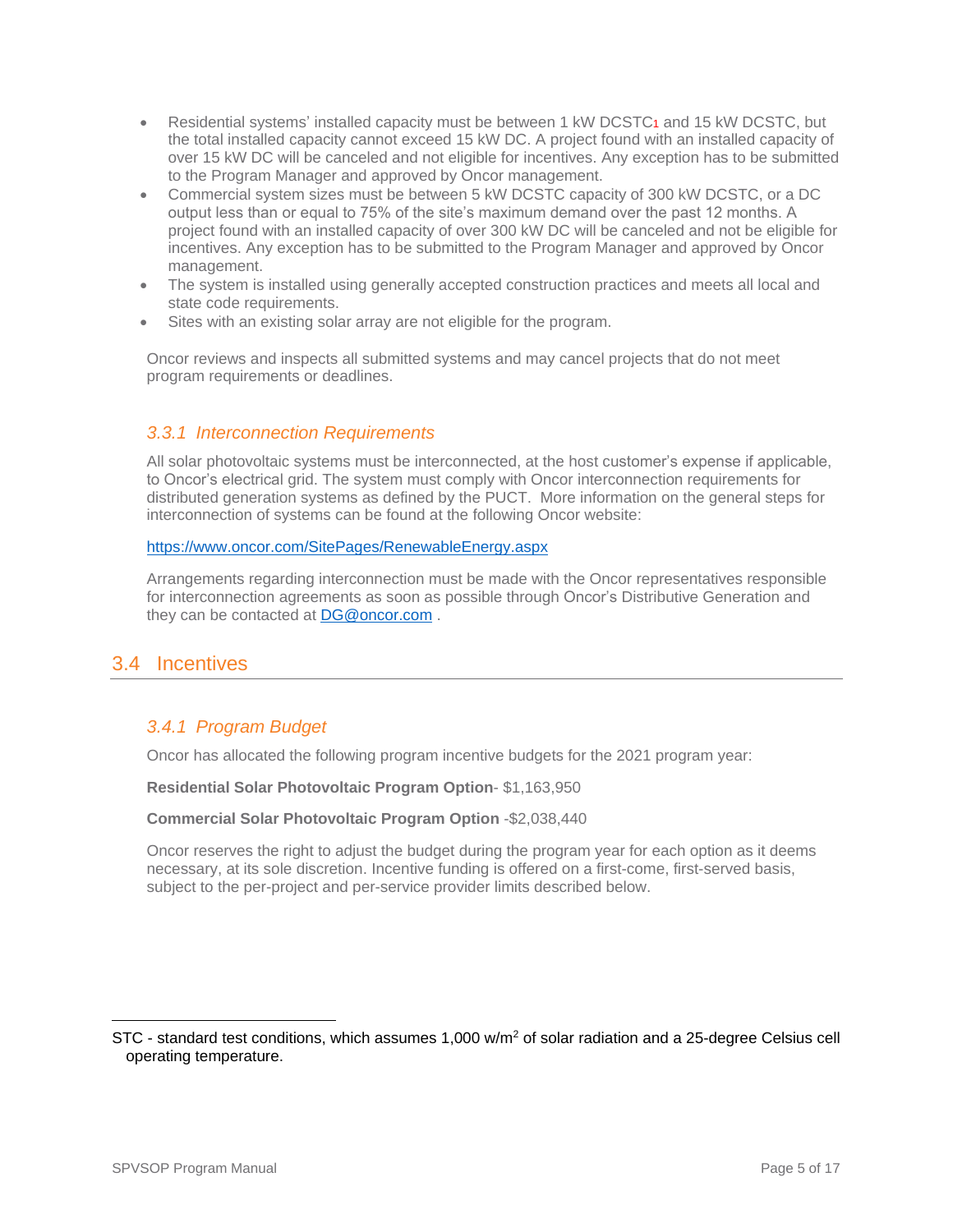- Residential systems' installed capacity must be between 1 kW DCSTC[1] and 15 kW DCSTC, but the total installed capacity cannot exceed 15 kW DC. A project found with an installed capacity of over 15 kW DC will be canceled and not eligible for incentives. Any exception has to be submitted to the Program Manager and approved by Oncor management.
- Commercial system sizes must be between 5 kW DCSTC capacity of 300 kW DCSTC, or a DC output less than or equal to 75% of the site's maximum demand over the past 12 months. A project found with an installed capacity of over 300 kW DC will be canceled and not be eligible for incentives. Any exception has to be submitted to the Program Manager and approved by Oncor management.
- The system is installed using generally accepted construction practices and meets all local and state code requirements.
- Sites with an existing solar array are not eligible for the program.

Oncor reviews and inspects all submitted systems and may cancel projects that do not meet program requirements or deadlines.

### *3.3.1 Interconnection Requirements*

All solar photovoltaic systems must be interconnected, at the host customer's expense if applicable, to Oncor's electrical grid. The system must comply with Oncor interconnection requirements for distributed generation systems as defined by the PUCT. More information on the general steps for interconnection of systems can be found at the following Oncor website:

https://www.oncor.com/SitePages/RenewableEnergy.aspx

Arrangements regarding interconnection must be made with the Oncor representatives responsible for interconnection agreements as soon as possible through Oncor's Distributive Generation and they can be contacted at DG@oncor.com .

## 3.4 Incentives

### *3.4.1 Program Budget*

Oncor has allocated the following program incentive budgets for the 2021 program year:

**Residential Solar Photovoltaic Program Option**- $1,163,950

**Commercial Solar Photovoltaic Program Option** -$2,038,440

Oncor reserves the right to adjust the budget during the program year for each option as it deems necessary, at its sole discretion. Incentive funding is offered on a first-come, first-served basis, subject to the per-project and per-service provider limits described below.

---

STC - standard test conditions, which assumes 1,000 w/m$^2$ of solar radiation and a 25-degree Celsius cell operating temperature.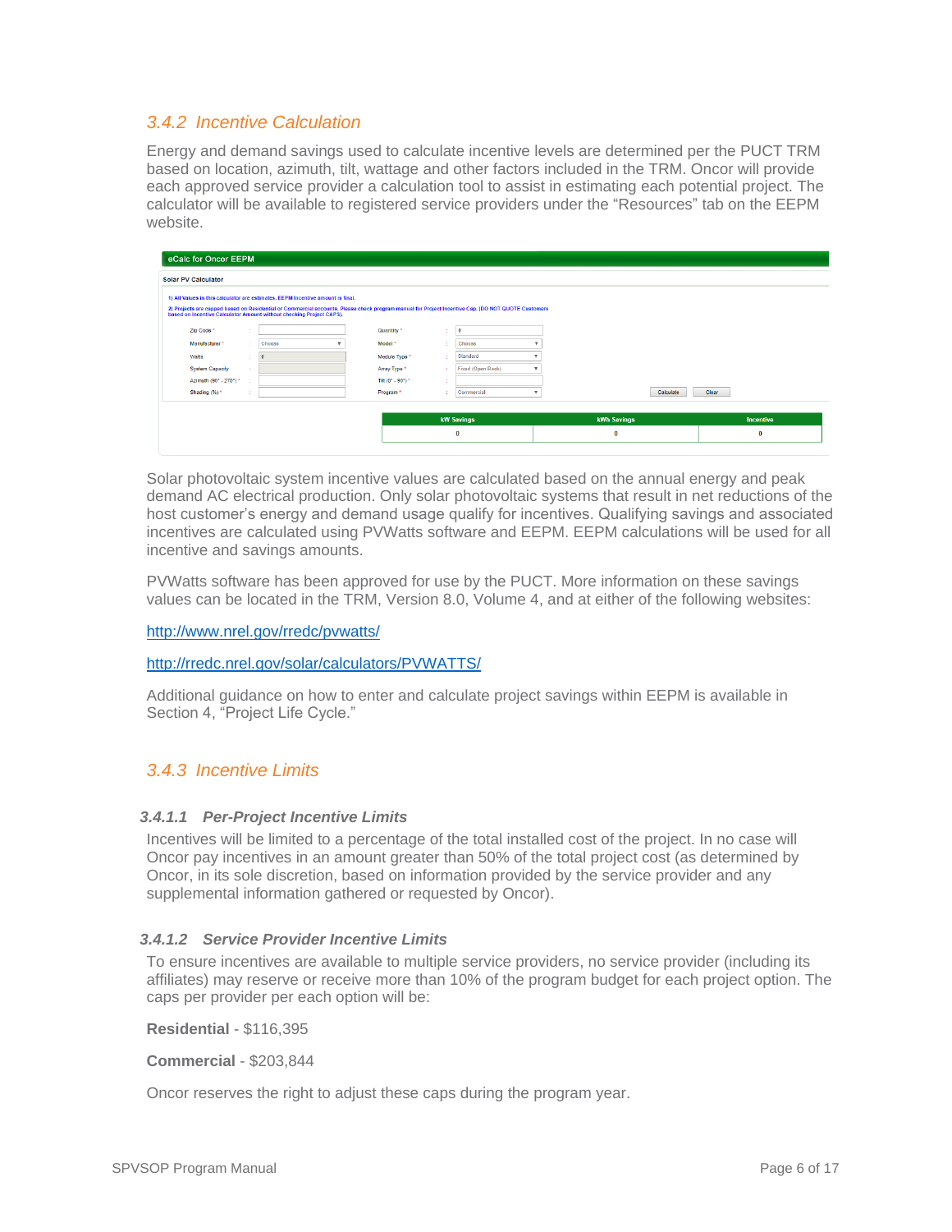### 3.4.2 Incentive Calculation

Energy and demand savings used to calculate incentive levels are determined per the PUCT TRM based on location, azimuth, tilt, wattage and other factors included in the TRM. Oncor will provide each approved service provider a calculation tool to assist in estimating each potential project. The calculator will be available to registered service providers under the "Resources" tab on the EEPM website.

**eCalc for Oncor EEPM**

**Solar PV Calculator**

1) All Values in this calculator are estimates, EEPM incentive amount is final.

2) Projects are capped based on Residential or Commercial accounts. Please check program manual for Project Incentive Cap. (DO NOT QUOTE Customers based on Incentive Calculator Amount without checking Project CAPS).

| Field | Value | Field | Value |
|---|---|---|---|
| Zip Code * | | Quantity * | 0 |
| Manufacturer * | Choose | Model * | Choose |
| Watts | 0 | Module Type * | Standard |
| System Capacity | | Array Type * | Fixed (Open Rack) |
| Azimuth (90° - 270°) * | | Tilt (0° - 90°) * | |
| Shading (%) * | | Program * | Commercial |

Calculate | Clear

| kW Savings | kWh Savings | Incentive |
|---|---|---|
| 0 | 0 | 0 |

Solar photovoltaic system incentive values are calculated based on the annual energy and peak demand AC electrical production. Only solar photovoltaic systems that result in net reductions of the host customer's energy and demand usage qualify for incentives. Qualifying savings and associated incentives are calculated using PVWatts software and EEPM. EEPM calculations will be used for all incentive and savings amounts.

PVWatts software has been approved for use by the PUCT. More information on these savings values can be located in the TRM, Version 8.0, Volume 4, and at either of the following websites:

http://www.nrel.gov/rredc/pvwatts/

http://rredc.nrel.gov/solar/calculators/PVWATTS/

Additional guidance on how to enter and calculate project savings within EEPM is available in Section 4, "Project Life Cycle."

### 3.4.3 Incentive Limits

#### 3.4.1.1 Per-Project Incentive Limits

Incentives will be limited to a percentage of the total installed cost of the project. In no case will Oncor pay incentives in an amount greater than 50% of the total project cost (as determined by Oncor, in its sole discretion, based on information provided by the service provider and any supplemental information gathered or requested by Oncor).

#### 3.4.1.2 Service Provider Incentive Limits

To ensure incentives are available to multiple service providers, no service provider (including its affiliates) may reserve or receive more than 10% of the program budget for each project option. The caps per provider per each option will be:

**Residential** - $116,395

**Commercial** - $203,844

Oncor reserves the right to adjust these caps during the program year.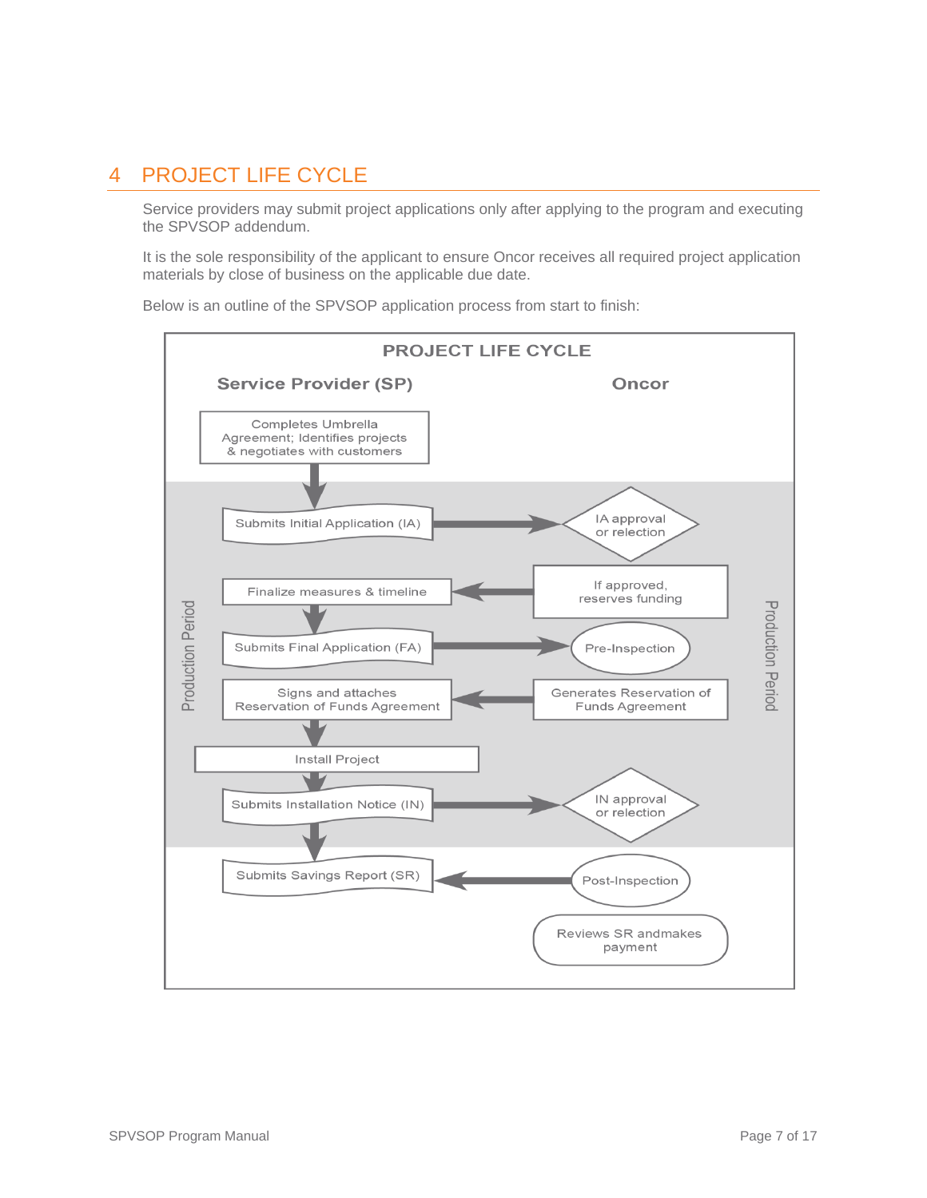# 4 PROJECT LIFE CYCLE

Service providers may submit project applications only after applying to the program and executing the SPVSOP addendum.

It is the sole responsibility of the applicant to ensure Oncor receives all required project application materials by close of business on the applicable due date.

Below is an outline of the SPVSOP application process from start to finish:

**PROJECT LIFE CYCLE**

| Service Provider (SP) | Oncor |
|---|---|
| Completes Umbrella Agreement; Identifies projects & negotiates with customers | |
| Submits Initial Application (IA) → | IA approval or relection |
| Finalize measures & timeline | ← If approved, reserves funding |
| Submits Final Application (FA) → | Pre-Inspection |
| Signs and attaches Reservation of Funds Agreement | ← Generates Reservation of Funds Agreement |
| Install Project | |
| Submits Installation Notice (IN) → | IN approval or relection |
| Submits Savings Report (SR) | ← Post-Inspection |
| | Reviews SR andmakes payment |

Production Period: from Submits Initial Application (IA) through Submits Installation Notice (IN).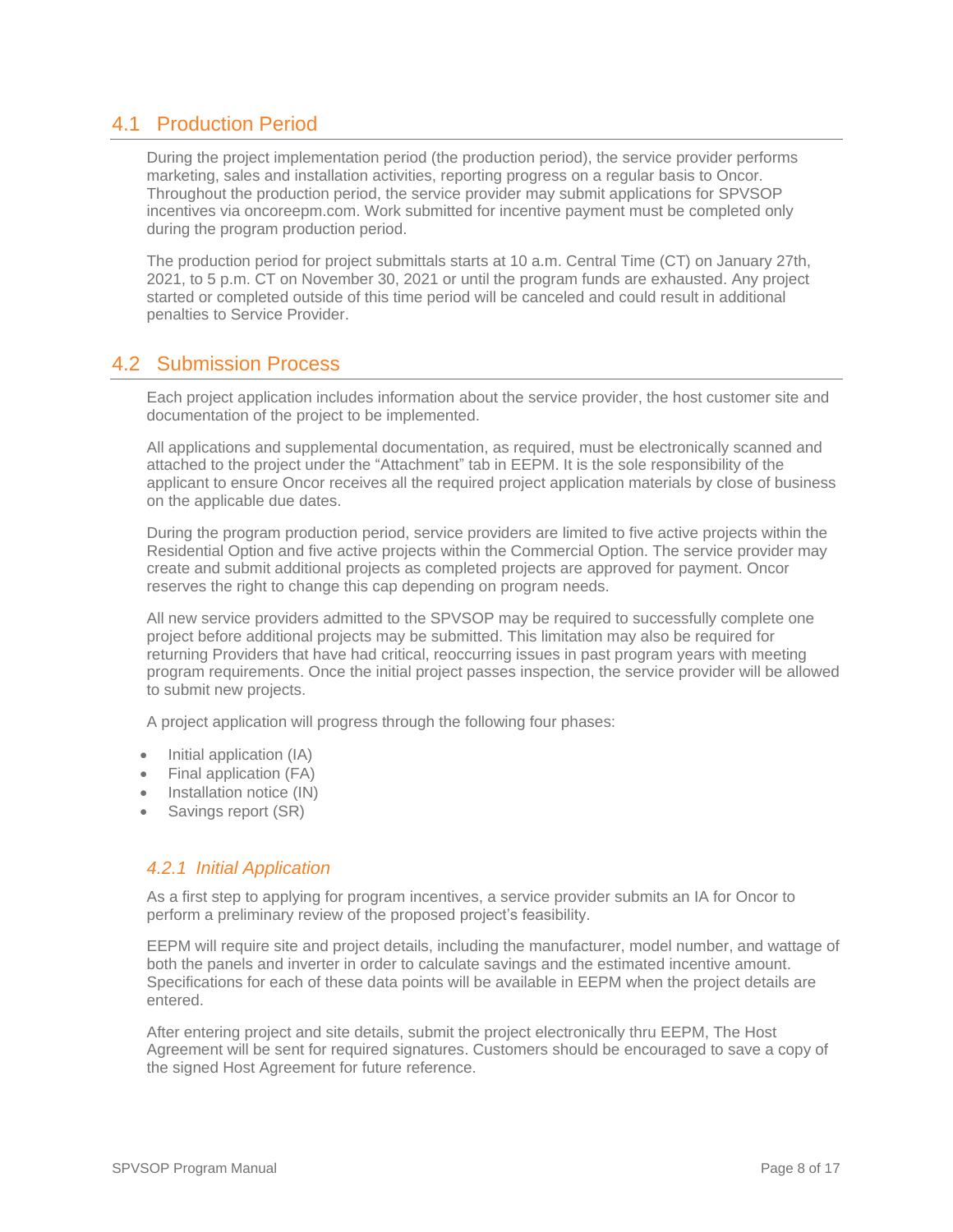## 4.1 Production Period

During the project implementation period (the production period), the service provider performs marketing, sales and installation activities, reporting progress on a regular basis to Oncor. Throughout the production period, the service provider may submit applications for SPVSOP incentives via oncoreepm.com. Work submitted for incentive payment must be completed only during the program production period.

The production period for project submittals starts at 10 a.m. Central Time (CT) on January 27th, 2021, to 5 p.m. CT on November 30, 2021 or until the program funds are exhausted. Any project started or completed outside of this time period will be canceled and could result in additional penalties to Service Provider.

## 4.2 Submission Process

Each project application includes information about the service provider, the host customer site and documentation of the project to be implemented.

All applications and supplemental documentation, as required, must be electronically scanned and attached to the project under the "Attachment" tab in EEPM. It is the sole responsibility of the applicant to ensure Oncor receives all the required project application materials by close of business on the applicable due dates.

During the program production period, service providers are limited to five active projects within the Residential Option and five active projects within the Commercial Option. The service provider may create and submit additional projects as completed projects are approved for payment. Oncor reserves the right to change this cap depending on program needs.

All new service providers admitted to the SPVSOP may be required to successfully complete one project before additional projects may be submitted. This limitation may also be required for returning Providers that have had critical, reoccurring issues in past program years with meeting program requirements. Once the initial project passes inspection, the service provider will be allowed to submit new projects.

A project application will progress through the following four phases:

- Initial application (IA)
- Final application (FA)
- Installation notice (IN)
- Savings report (SR)

### *4.2.1 Initial Application*

As a first step to applying for program incentives, a service provider submits an IA for Oncor to perform a preliminary review of the proposed project's feasibility.

EEPM will require site and project details, including the manufacturer, model number, and wattage of both the panels and inverter in order to calculate savings and the estimated incentive amount. Specifications for each of these data points will be available in EEPM when the project details are entered.

After entering project and site details, submit the project electronically thru EEPM, The Host Agreement will be sent for required signatures. Customers should be encouraged to save a copy of the signed Host Agreement for future reference.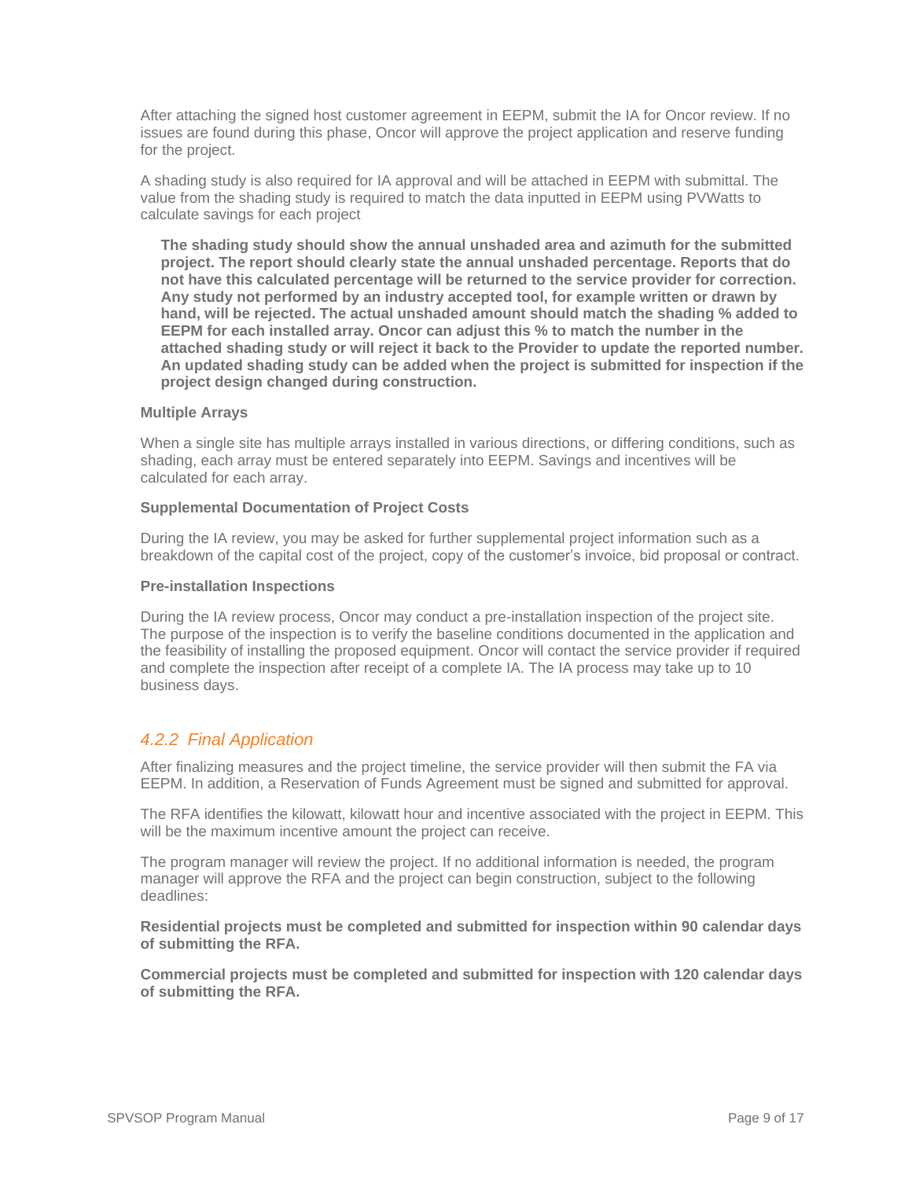After attaching the signed host customer agreement in EEPM, submit the IA for Oncor review. If no issues are found during this phase, Oncor will approve the project application and reserve funding for the project.

A shading study is also required for IA approval and will be attached in EEPM with submittal. The value from the shading study is required to match the data inputted in EEPM using PVWatts to calculate savings for each project

> **The shading study should show the annual unshaded area and azimuth for the submitted project. The report should clearly state the annual unshaded percentage. Reports that do not have this calculated percentage will be returned to the service provider for correction. Any study not performed by an industry accepted tool, for example written or drawn by hand, will be rejected. The actual unshaded amount should match the shading % added to EEPM for each installed array. Oncor can adjust this % to match the number in the attached shading study or will reject it back to the Provider to update the reported number. An updated shading study can be added when the project is submitted for inspection if the project design changed during construction.**

**Multiple Arrays**

When a single site has multiple arrays installed in various directions, or differing conditions, such as shading, each array must be entered separately into EEPM. Savings and incentives will be calculated for each array.

**Supplemental Documentation of Project Costs**

During the IA review, you may be asked for further supplemental project information such as a breakdown of the capital cost of the project, copy of the customer's invoice, bid proposal or contract.

**Pre-installation Inspections**

During the IA review process, Oncor may conduct a pre-installation inspection of the project site. The purpose of the inspection is to verify the baseline conditions documented in the application and the feasibility of installing the proposed equipment. Oncor will contact the service provider if required and complete the inspection after receipt of a complete IA. The IA process may take up to 10 business days.

### *4.2.2 Final Application*

After finalizing measures and the project timeline, the service provider will then submit the FA via EEPM. In addition, a Reservation of Funds Agreement must be signed and submitted for approval.

The RFA identifies the kilowatt, kilowatt hour and incentive associated with the project in EEPM. This will be the maximum incentive amount the project can receive.

The program manager will review the project. If no additional information is needed, the program manager will approve the RFA and the project can begin construction, subject to the following deadlines:

**Residential projects must be completed and submitted for inspection within 90 calendar days of submitting the RFA.**

**Commercial projects must be completed and submitted for inspection with 120 calendar days of submitting the RFA.**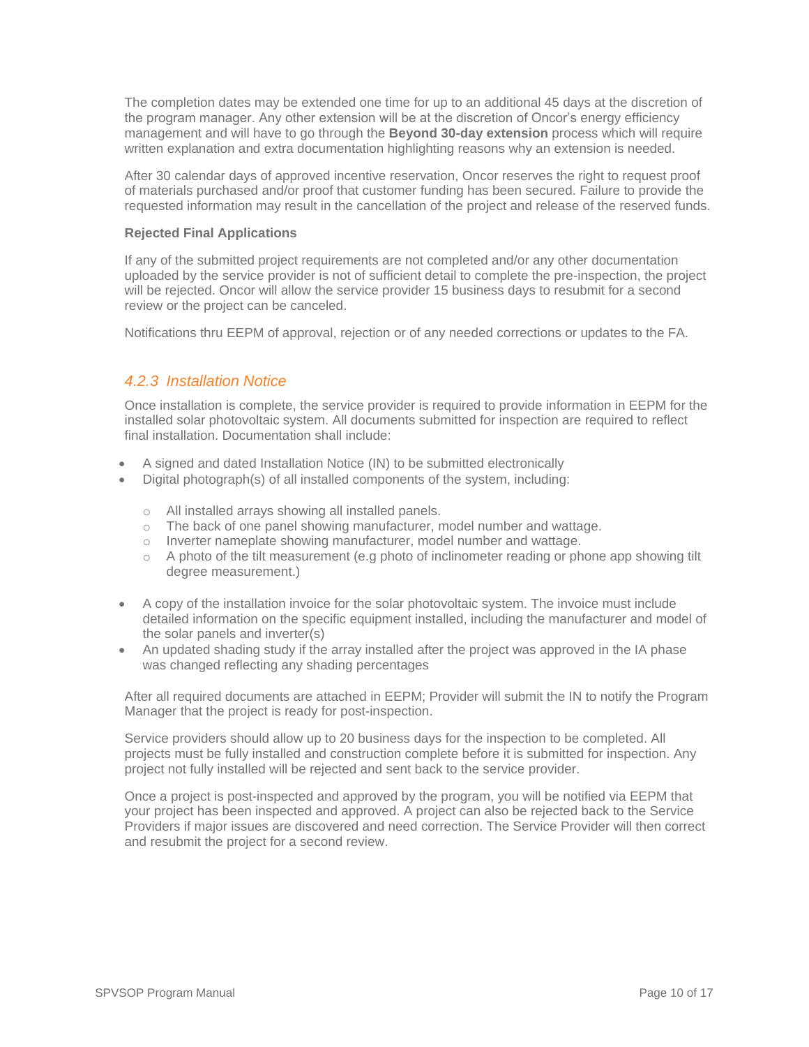The completion dates may be extended one time for up to an additional 45 days at the discretion of the program manager. Any other extension will be at the discretion of Oncor's energy efficiency management and will have to go through the **Beyond 30-day extension** process which will require written explanation and extra documentation highlighting reasons why an extension is needed.

After 30 calendar days of approved incentive reservation, Oncor reserves the right to request proof of materials purchased and/or proof that customer funding has been secured. Failure to provide the requested information may result in the cancellation of the project and release of the reserved funds.

**Rejected Final Applications**

If any of the submitted project requirements are not completed and/or any other documentation uploaded by the service provider is not of sufficient detail to complete the pre-inspection, the project will be rejected. Oncor will allow the service provider 15 business days to resubmit for a second review or the project can be canceled.

Notifications thru EEPM of approval, rejection or of any needed corrections or updates to the FA.

### *4.2.3 Installation Notice*

Once installation is complete, the service provider is required to provide information in EEPM for the installed solar photovoltaic system. All documents submitted for inspection are required to reflect final installation. Documentation shall include:

- A signed and dated Installation Notice (IN) to be submitted electronically
- Digital photograph(s) of all installed components of the system, including:
  - All installed arrays showing all installed panels.
  - The back of one panel showing manufacturer, model number and wattage.
  - Inverter nameplate showing manufacturer, model number and wattage.
  - A photo of the tilt measurement (e.g photo of inclinometer reading or phone app showing tilt degree measurement.)
- A copy of the installation invoice for the solar photovoltaic system. The invoice must include detailed information on the specific equipment installed, including the manufacturer and model of the solar panels and inverter(s)
- An updated shading study if the array installed after the project was approved in the IA phase was changed reflecting any shading percentages

After all required documents are attached in EEPM; Provider will submit the IN to notify the Program Manager that the project is ready for post-inspection.

Service providers should allow up to 20 business days for the inspection to be completed. All projects must be fully installed and construction complete before it is submitted for inspection. Any project not fully installed will be rejected and sent back to the service provider.

Once a project is post-inspected and approved by the program, you will be notified via EEPM that your project has been inspected and approved. A project can also be rejected back to the Service Providers if major issues are discovered and need correction. The Service Provider will then correct and resubmit the project for a second review.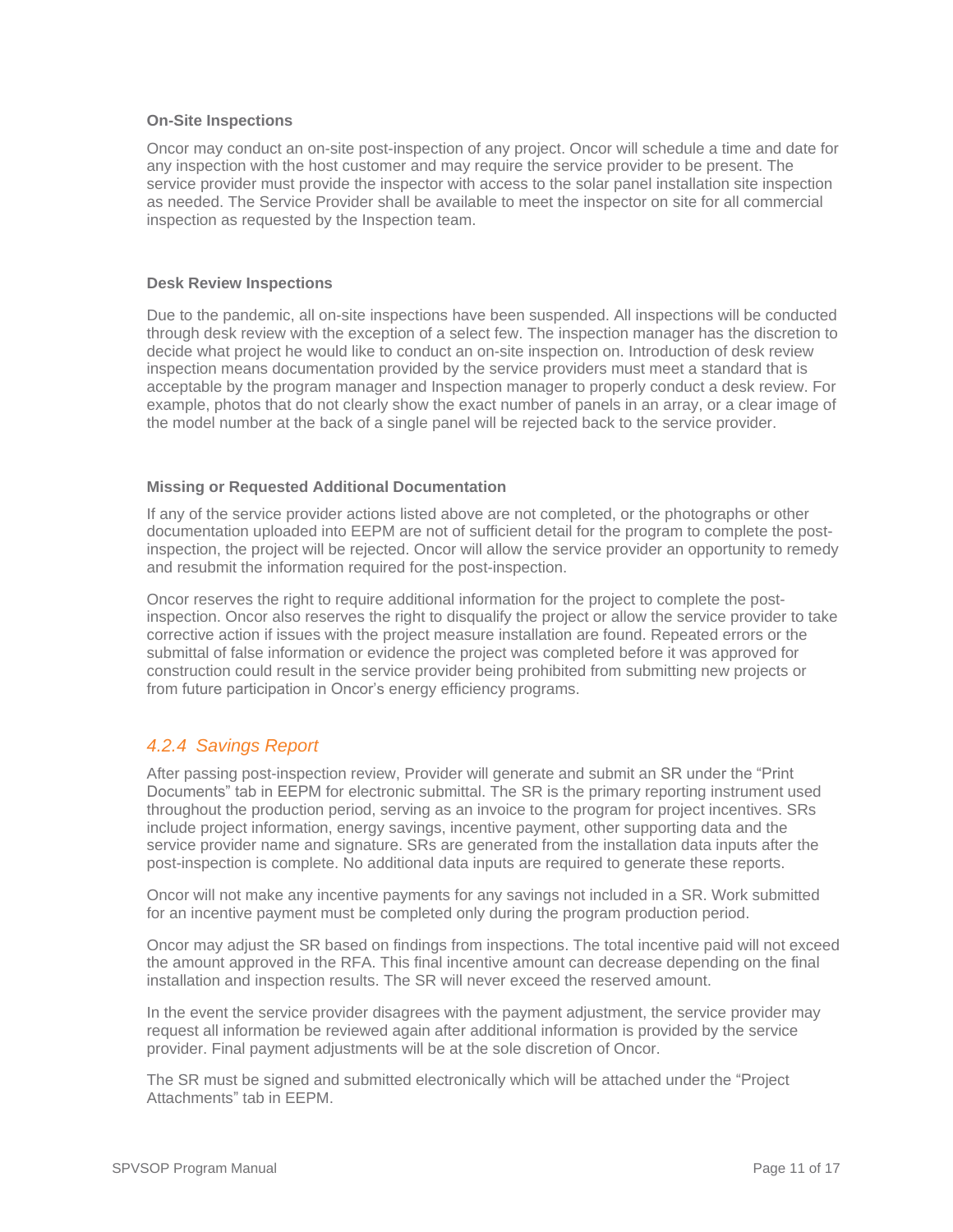**On-Site Inspections**

Oncor may conduct an on-site post-inspection of any project. Oncor will schedule a time and date for any inspection with the host customer and may require the service provider to be present. The service provider must provide the inspector with access to the solar panel installation site inspection as needed. The Service Provider shall be available to meet the inspector on site for all commercial inspection as requested by the Inspection team.

**Desk Review Inspections**

Due to the pandemic, all on-site inspections have been suspended. All inspections will be conducted through desk review with the exception of a select few. The inspection manager has the discretion to decide what project he would like to conduct an on-site inspection on. Introduction of desk review inspection means documentation provided by the service providers must meet a standard that is acceptable by the program manager and Inspection manager to properly conduct a desk review. For example, photos that do not clearly show the exact number of panels in an array, or a clear image of the model number at the back of a single panel will be rejected back to the service provider.

**Missing or Requested Additional Documentation**

If any of the service provider actions listed above are not completed, or the photographs or other documentation uploaded into EEPM are not of sufficient detail for the program to complete the post-inspection, the project will be rejected. Oncor will allow the service provider an opportunity to remedy and resubmit the information required for the post-inspection.

Oncor reserves the right to require additional information for the project to complete the post-inspection. Oncor also reserves the right to disqualify the project or allow the service provider to take corrective action if issues with the project measure installation are found. Repeated errors or the submittal of false information or evidence the project was completed before it was approved for construction could result in the service provider being prohibited from submitting new projects or from future participation in Oncor's energy efficiency programs.

### *4.2.4 Savings Report*

After passing post-inspection review, Provider will generate and submit an SR under the "Print Documents" tab in EEPM for electronic submittal. The SR is the primary reporting instrument used throughout the production period, serving as an invoice to the program for project incentives. SRs include project information, energy savings, incentive payment, other supporting data and the service provider name and signature. SRs are generated from the installation data inputs after the post-inspection is complete. No additional data inputs are required to generate these reports.

Oncor will not make any incentive payments for any savings not included in a SR. Work submitted for an incentive payment must be completed only during the program production period.

Oncor may adjust the SR based on findings from inspections. The total incentive paid will not exceed the amount approved in the RFA. This final incentive amount can decrease depending on the final installation and inspection results. The SR will never exceed the reserved amount.

In the event the service provider disagrees with the payment adjustment, the service provider may request all information be reviewed again after additional information is provided by the service provider. Final payment adjustments will be at the sole discretion of Oncor.

The SR must be signed and submitted electronically which will be attached under the "Project Attachments" tab in EEPM.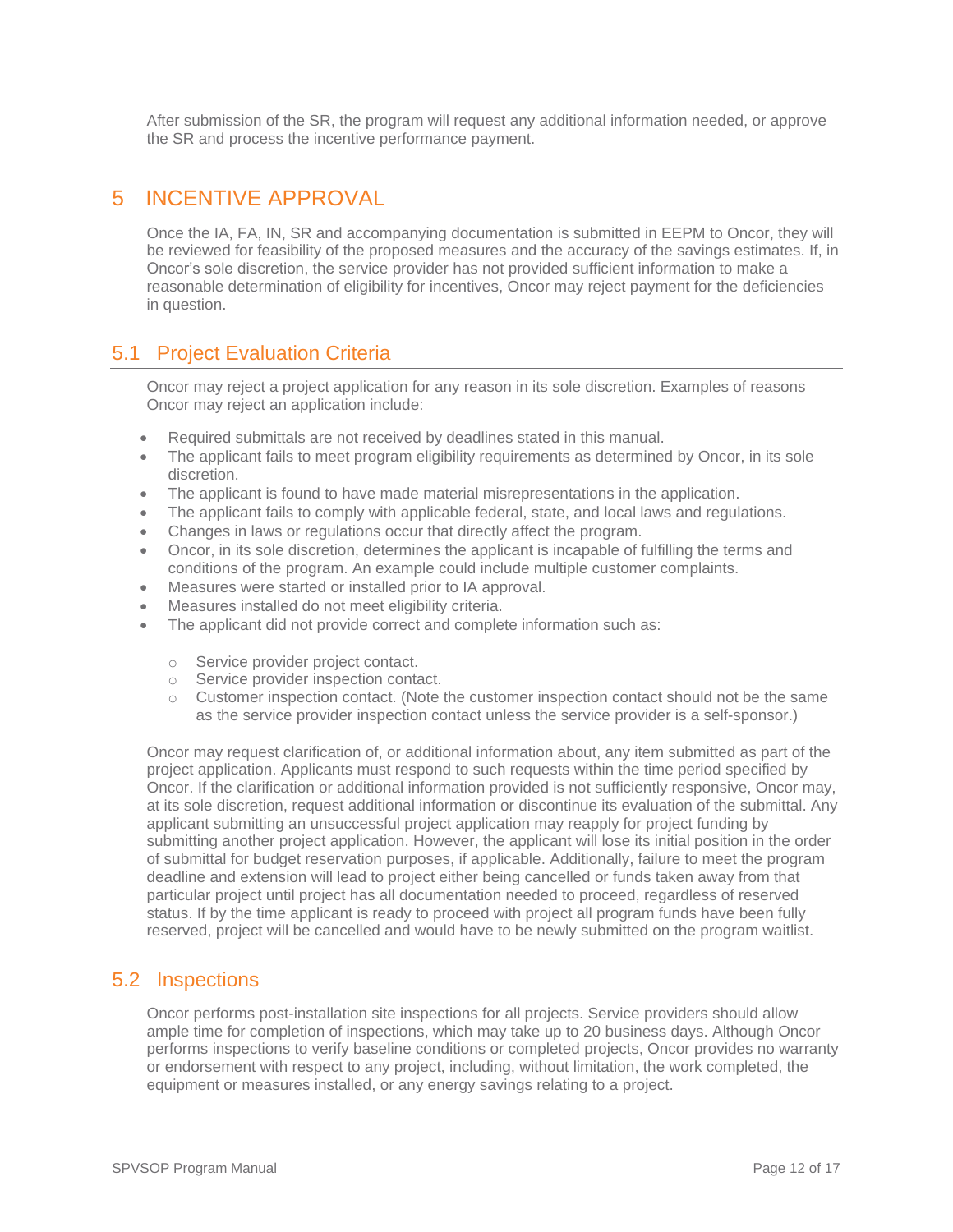After submission of the SR, the program will request any additional information needed, or approve the SR and process the incentive performance payment.

# 5 INCENTIVE APPROVAL

Once the IA, FA, IN, SR and accompanying documentation is submitted in EEPM to Oncor, they will be reviewed for feasibility of the proposed measures and the accuracy of the savings estimates. If, in Oncor's sole discretion, the service provider has not provided sufficient information to make a reasonable determination of eligibility for incentives, Oncor may reject payment for the deficiencies in question.

## 5.1 Project Evaluation Criteria

Oncor may reject a project application for any reason in its sole discretion. Examples of reasons Oncor may reject an application include:

- Required submittals are not received by deadlines stated in this manual.
- The applicant fails to meet program eligibility requirements as determined by Oncor, in its sole discretion.
- The applicant is found to have made material misrepresentations in the application.
- The applicant fails to comply with applicable federal, state, and local laws and regulations.
- Changes in laws or regulations occur that directly affect the program.
- Oncor, in its sole discretion, determines the applicant is incapable of fulfilling the terms and conditions of the program. An example could include multiple customer complaints.
- Measures were started or installed prior to IA approval.
- Measures installed do not meet eligibility criteria.
- The applicant did not provide correct and complete information such as:
  - Service provider project contact.
  - Service provider inspection contact.
  - Customer inspection contact. (Note the customer inspection contact should not be the same as the service provider inspection contact unless the service provider is a self-sponsor.)

Oncor may request clarification of, or additional information about, any item submitted as part of the project application. Applicants must respond to such requests within the time period specified by Oncor. If the clarification or additional information provided is not sufficiently responsive, Oncor may, at its sole discretion, request additional information or discontinue its evaluation of the submittal. Any applicant submitting an unsuccessful project application may reapply for project funding by submitting another project application. However, the applicant will lose its initial position in the order of submittal for budget reservation purposes, if applicable. Additionally, failure to meet the program deadline and extension will lead to project either being cancelled or funds taken away from that particular project until project has all documentation needed to proceed, regardless of reserved status. If by the time applicant is ready to proceed with project all program funds have been fully reserved, project will be cancelled and would have to be newly submitted on the program waitlist.

## 5.2 Inspections

Oncor performs post-installation site inspections for all projects. Service providers should allow ample time for completion of inspections, which may take up to 20 business days. Although Oncor performs inspections to verify baseline conditions or completed projects, Oncor provides no warranty or endorsement with respect to any project, including, without limitation, the work completed, the equipment or measures installed, or any energy savings relating to a project.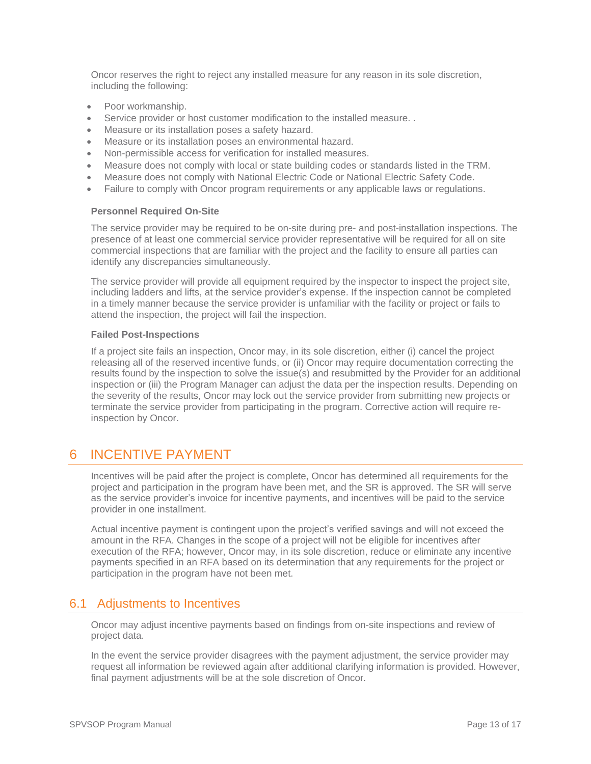Oncor reserves the right to reject any installed measure for any reason in its sole discretion, including the following:

- Poor workmanship.
- Service provider or host customer modification to the installed measure. .
- Measure or its installation poses a safety hazard.
- Measure or its installation poses an environmental hazard.
- Non-permissible access for verification for installed measures.
- Measure does not comply with local or state building codes or standards listed in the TRM.
- Measure does not comply with National Electric Code or National Electric Safety Code.
- Failure to comply with Oncor program requirements or any applicable laws or regulations.

**Personnel Required On-Site**

The service provider may be required to be on-site during pre- and post-installation inspections. The presence of at least one commercial service provider representative will be required for all on site commercial inspections that are familiar with the project and the facility to ensure all parties can identify any discrepancies simultaneously.

The service provider will provide all equipment required by the inspector to inspect the project site, including ladders and lifts, at the service provider's expense. If the inspection cannot be completed in a timely manner because the service provider is unfamiliar with the facility or project or fails to attend the inspection, the project will fail the inspection.

**Failed Post-Inspections**

If a project site fails an inspection, Oncor may, in its sole discretion, either (i) cancel the project releasing all of the reserved incentive funds, or (ii) Oncor may require documentation correcting the results found by the inspection to solve the issue(s) and resubmitted by the Provider for an additional inspection or (iii) the Program Manager can adjust the data per the inspection results. Depending on the severity of the results, Oncor may lock out the service provider from submitting new projects or terminate the service provider from participating in the program. Corrective action will require re-inspection by Oncor.

# 6 INCENTIVE PAYMENT

Incentives will be paid after the project is complete, Oncor has determined all requirements for the project and participation in the program have been met, and the SR is approved. The SR will serve as the service provider's invoice for incentive payments, and incentives will be paid to the service provider in one installment.

Actual incentive payment is contingent upon the project's verified savings and will not exceed the amount in the RFA. Changes in the scope of a project will not be eligible for incentives after execution of the RFA; however, Oncor may, in its sole discretion, reduce or eliminate any incentive payments specified in an RFA based on its determination that any requirements for the project or participation in the program have not been met.

## 6.1 Adjustments to Incentives

Oncor may adjust incentive payments based on findings from on-site inspections and review of project data.

In the event the service provider disagrees with the payment adjustment, the service provider may request all information be reviewed again after additional clarifying information is provided. However, final payment adjustments will be at the sole discretion of Oncor.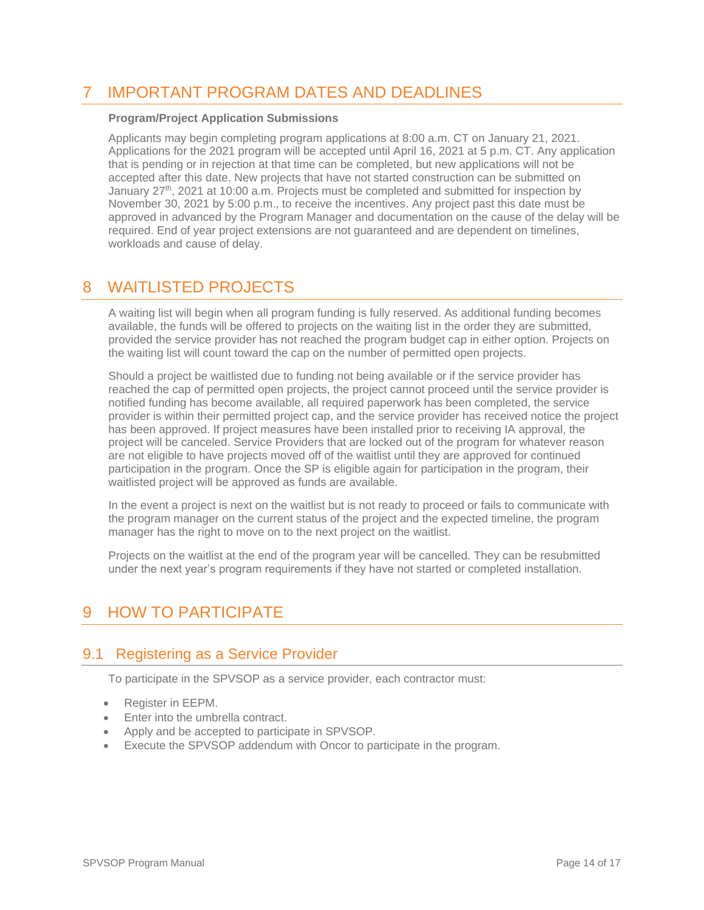# 7 IMPORTANT PROGRAM DATES AND DEADLINES

**Program/Project Application Submissions**

Applicants may begin completing program applications at 8:00 a.m. CT on January 21, 2021. Applications for the 2021 program will be accepted until April 16, 2021 at 5 p.m. CT. Any application that is pending or in rejection at that time can be completed, but new applications will not be accepted after this date. New projects that have not started construction can be submitted on January 27th, 2021 at 10:00 a.m. Projects must be completed and submitted for inspection by November 30, 2021 by 5:00 p.m., to receive the incentives. Any project past this date must be approved in advanced by the Program Manager and documentation on the cause of the delay will be required. End of year project extensions are not guaranteed and are dependent on timelines, workloads and cause of delay.

# 8 WAITLISTED PROJECTS

A waiting list will begin when all program funding is fully reserved. As additional funding becomes available, the funds will be offered to projects on the waiting list in the order they are submitted, provided the service provider has not reached the program budget cap in either option. Projects on the waiting list will count toward the cap on the number of permitted open projects.

Should a project be waitlisted due to funding not being available or if the service provider has reached the cap of permitted open projects, the project cannot proceed until the service provider is notified funding has become available, all required paperwork has been completed, the service provider is within their permitted project cap, and the service provider has received notice the project has been approved. If project measures have been installed prior to receiving IA approval, the project will be canceled. Service Providers that are locked out of the program for whatever reason are not eligible to have projects moved off of the waitlist until they are approved for continued participation in the program. Once the SP is eligible again for participation in the program, their waitlisted project will be approved as funds are available.

In the event a project is next on the waitlist but is not ready to proceed or fails to communicate with the program manager on the current status of the project and the expected timeline, the program manager has the right to move on to the next project on the waitlist.

Projects on the waitlist at the end of the program year will be cancelled. They can be resubmitted under the next year's program requirements if they have not started or completed installation.

# 9 HOW TO PARTICIPATE

## 9.1 Registering as a Service Provider

To participate in the SPVSOP as a service provider, each contractor must:

- Register in EEPM.
- Enter into the umbrella contract.
- Apply and be accepted to participate in SPVSOP.
- Execute the SPVSOP addendum with Oncor to participate in the program.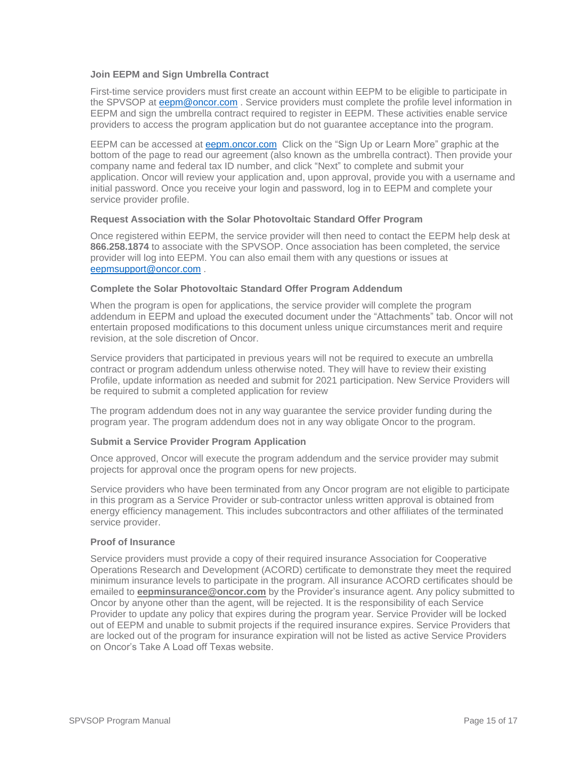### Join EEPM and Sign Umbrella Contract

First-time service providers must first create an account within EEPM to be eligible to participate in the SPVSOP at eepm@oncor.com . Service providers must complete the profile level information in EEPM and sign the umbrella contract required to register in EEPM. These activities enable service providers to access the program application but do not guarantee acceptance into the program.

EEPM can be accessed at eepm.oncor.com Click on the "Sign Up or Learn More" graphic at the bottom of the page to read our agreement (also known as the umbrella contract). Then provide your company name and federal tax ID number, and click "Next" to complete and submit your application. Oncor will review your application and, upon approval, provide you with a username and initial password. Once you receive your login and password, log in to EEPM and complete your service provider profile.

### Request Association with the Solar Photovoltaic Standard Offer Program

Once registered within EEPM, the service provider will then need to contact the EEPM help desk at **866.258.1874** to associate with the SPVSOP. Once association has been completed, the service provider will log into EEPM. You can also email them with any questions or issues at eepmsupport@oncor.com .

### Complete the Solar Photovoltaic Standard Offer Program Addendum

When the program is open for applications, the service provider will complete the program addendum in EEPM and upload the executed document under the "Attachments" tab. Oncor will not entertain proposed modifications to this document unless unique circumstances merit and require revision, at the sole discretion of Oncor.

Service providers that participated in previous years will not be required to execute an umbrella contract or program addendum unless otherwise noted. They will have to review their existing Profile, update information as needed and submit for 2021 participation. New Service Providers will be required to submit a completed application for review

The program addendum does not in any way guarantee the service provider funding during the program year. The program addendum does not in any way obligate Oncor to the program.

### Submit a Service Provider Program Application

Once approved, Oncor will execute the program addendum and the service provider may submit projects for approval once the program opens for new projects.

Service providers who have been terminated from any Oncor program are not eligible to participate in this program as a Service Provider or sub-contractor unless written approval is obtained from energy efficiency management. This includes subcontractors and other affiliates of the terminated service provider.

### Proof of Insurance

Service providers must provide a copy of their required insurance Association for Cooperative Operations Research and Development (ACORD) certificate to demonstrate they meet the required minimum insurance levels to participate in the program. All insurance ACORD certificates should be emailed to **eepminsurance@oncor.com** by the Provider's insurance agent. Any policy submitted to Oncor by anyone other than the agent, will be rejected. It is the responsibility of each Service Provider to update any policy that expires during the program year. Service Provider will be locked out of EEPM and unable to submit projects if the required insurance expires. Service Providers that are locked out of the program for insurance expiration will not be listed as active Service Providers on Oncor's Take A Load off Texas website.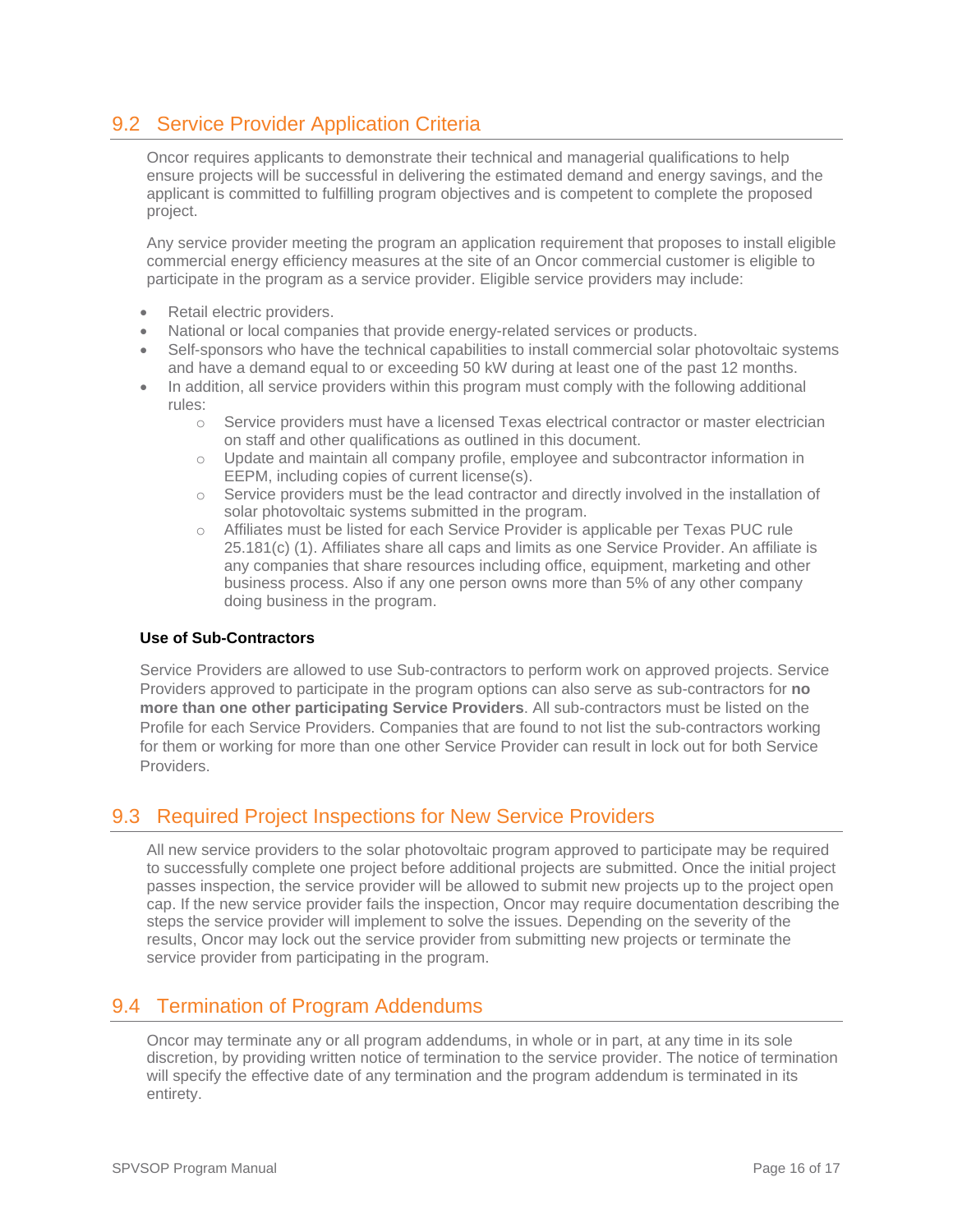## 9.2 Service Provider Application Criteria

Oncor requires applicants to demonstrate their technical and managerial qualifications to help ensure projects will be successful in delivering the estimated demand and energy savings, and the applicant is committed to fulfilling program objectives and is competent to complete the proposed project.

Any service provider meeting the program an application requirement that proposes to install eligible commercial energy efficiency measures at the site of an Oncor commercial customer is eligible to participate in the program as a service provider. Eligible service providers may include:

- Retail electric providers.
- National or local companies that provide energy-related services or products.
- Self-sponsors who have the technical capabilities to install commercial solar photovoltaic systems and have a demand equal to or exceeding 50 kW during at least one of the past 12 months.
- In addition, all service providers within this program must comply with the following additional rules:
  - Service providers must have a licensed Texas electrical contractor or master electrician on staff and other qualifications as outlined in this document.
  - Update and maintain all company profile, employee and subcontractor information in EEPM, including copies of current license(s).
  - Service providers must be the lead contractor and directly involved in the installation of solar photovoltaic systems submitted in the program.
  - Affiliates must be listed for each Service Provider is applicable per Texas PUC rule 25.181(c) (1). Affiliates share all caps and limits as one Service Provider. An affiliate is any companies that share resources including office, equipment, marketing and other business process. Also if any one person owns more than 5% of any other company doing business in the program.

**Use of Sub-Contractors**

Service Providers are allowed to use Sub-contractors to perform work on approved projects. Service Providers approved to participate in the program options can also serve as sub-contractors for **no more than one other participating Service Providers**. All sub-contractors must be listed on the Profile for each Service Providers. Companies that are found to not list the sub-contractors working for them or working for more than one other Service Provider can result in lock out for both Service Providers.

## 9.3 Required Project Inspections for New Service Providers

All new service providers to the solar photovoltaic program approved to participate may be required to successfully complete one project before additional projects are submitted. Once the initial project passes inspection, the service provider will be allowed to submit new projects up to the project open cap. If the new service provider fails the inspection, Oncor may require documentation describing the steps the service provider will implement to solve the issues. Depending on the severity of the results, Oncor may lock out the service provider from submitting new projects or terminate the service provider from participating in the program.

## 9.4 Termination of Program Addendums

Oncor may terminate any or all program addendums, in whole or in part, at any time in its sole discretion, by providing written notice of termination to the service provider. The notice of termination will specify the effective date of any termination and the program addendum is terminated in its entirety.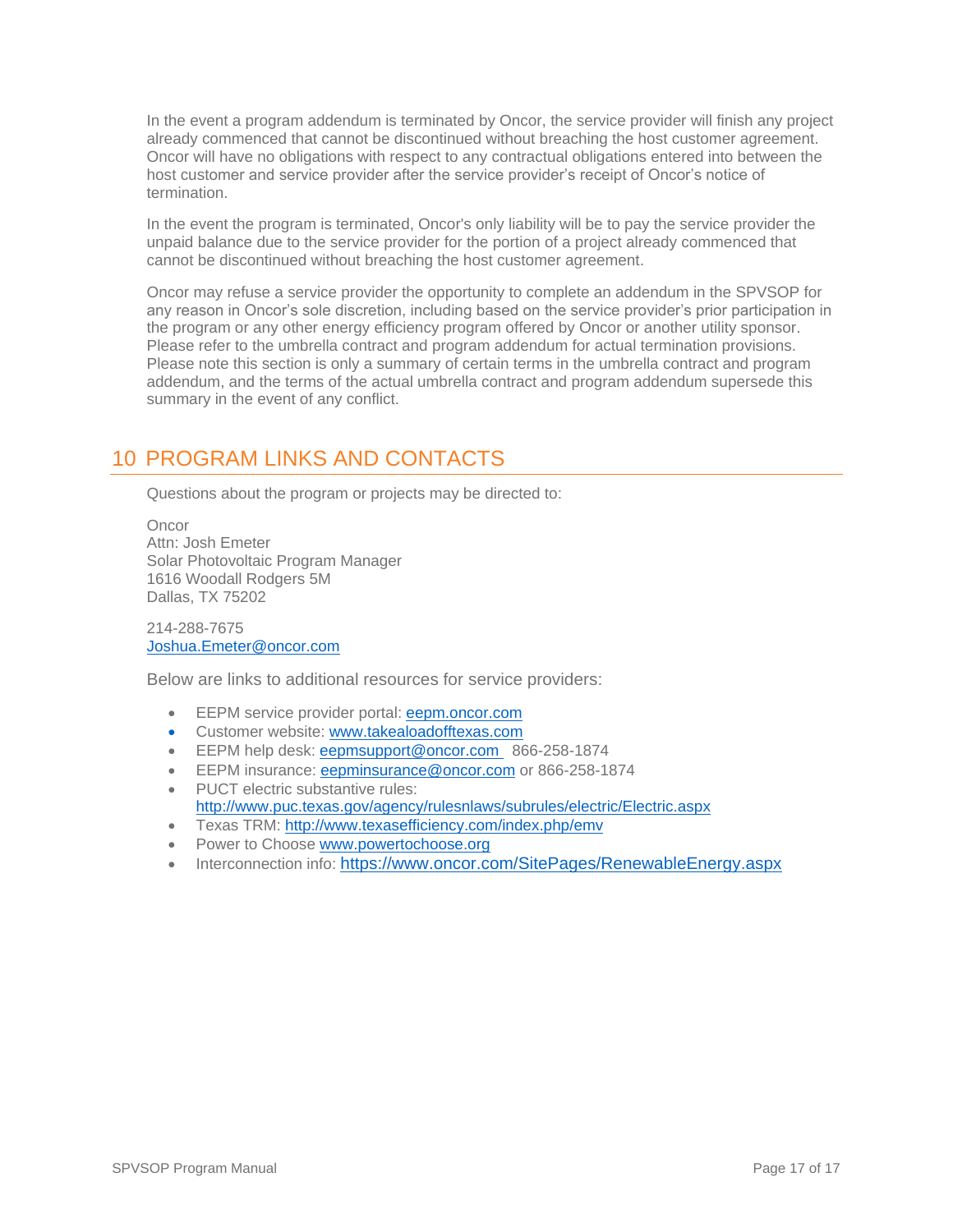In the event a program addendum is terminated by Oncor, the service provider will finish any project already commenced that cannot be discontinued without breaching the host customer agreement. Oncor will have no obligations with respect to any contractual obligations entered into between the host customer and service provider after the service provider's receipt of Oncor's notice of termination.

In the event the program is terminated, Oncor's only liability will be to pay the service provider the unpaid balance due to the service provider for the portion of a project already commenced that cannot be discontinued without breaching the host customer agreement.

Oncor may refuse a service provider the opportunity to complete an addendum in the SPVSOP for any reason in Oncor's sole discretion, including based on the service provider's prior participation in the program or any other energy efficiency program offered by Oncor or another utility sponsor. Please refer to the umbrella contract and program addendum for actual termination provisions. Please note this section is only a summary of certain terms in the umbrella contract and program addendum, and the terms of the actual umbrella contract and program addendum supersede this summary in the event of any conflict.

# 10 PROGRAM LINKS AND CONTACTS

Questions about the program or projects may be directed to:

Oncor
Attn: Josh Emeter
Solar Photovoltaic Program Manager
1616 Woodall Rodgers 5M
Dallas, TX 75202

214-288-7675
Joshua.Emeter@oncor.com

Below are links to additional resources for service providers:

- EEPM service provider portal: eepm.oncor.com
- Customer website: www.takealoadofftexas.com
- EEPM help desk: eepmsupport@oncor.com 866-258-1874
- EEPM insurance: eepminsurance@oncor.com or 866-258-1874
- PUCT electric substantive rules: http://www.puc.texas.gov/agency/rulesnlaws/subrules/electric/Electric.aspx
- Texas TRM: http://www.texasefficiency.com/index.php/emv
- Power to Choose www.powertochoose.org
- Interconnection info: https://www.oncor.com/SitePages/RenewableEnergy.aspx